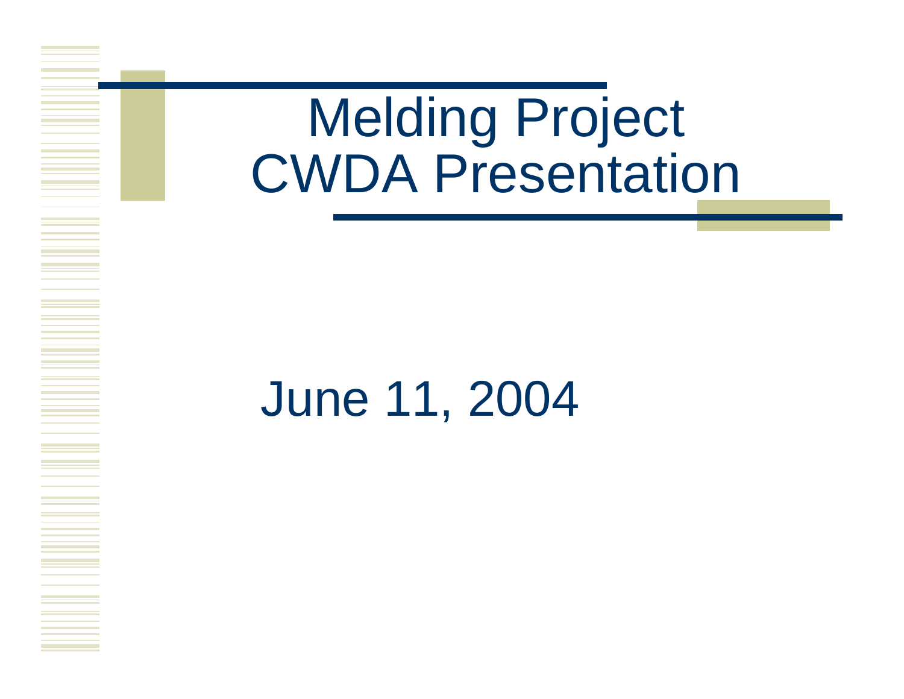# Melding Project
# CWDA Presentation

June 11, 2004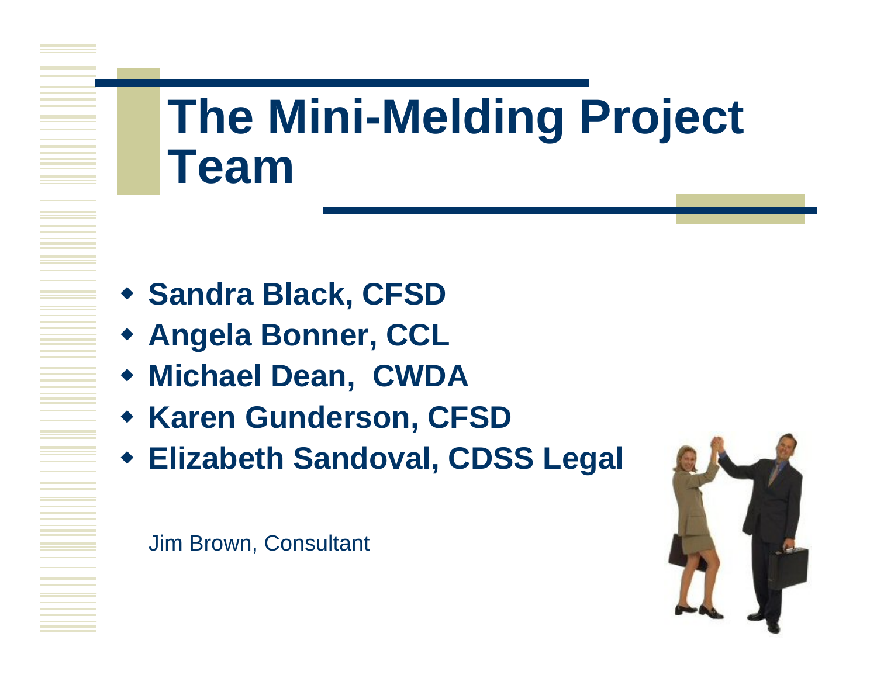# The Mini-Melding Project Team

- **Sandra Black, CFSD**
- **Angela Bonner, CCL**
- **Michael Dean, CWDA**
- **Karen Gunderson, CFSD**
- **Elizabeth Sandoval, CDSS Legal**

Jim Brown, Consultant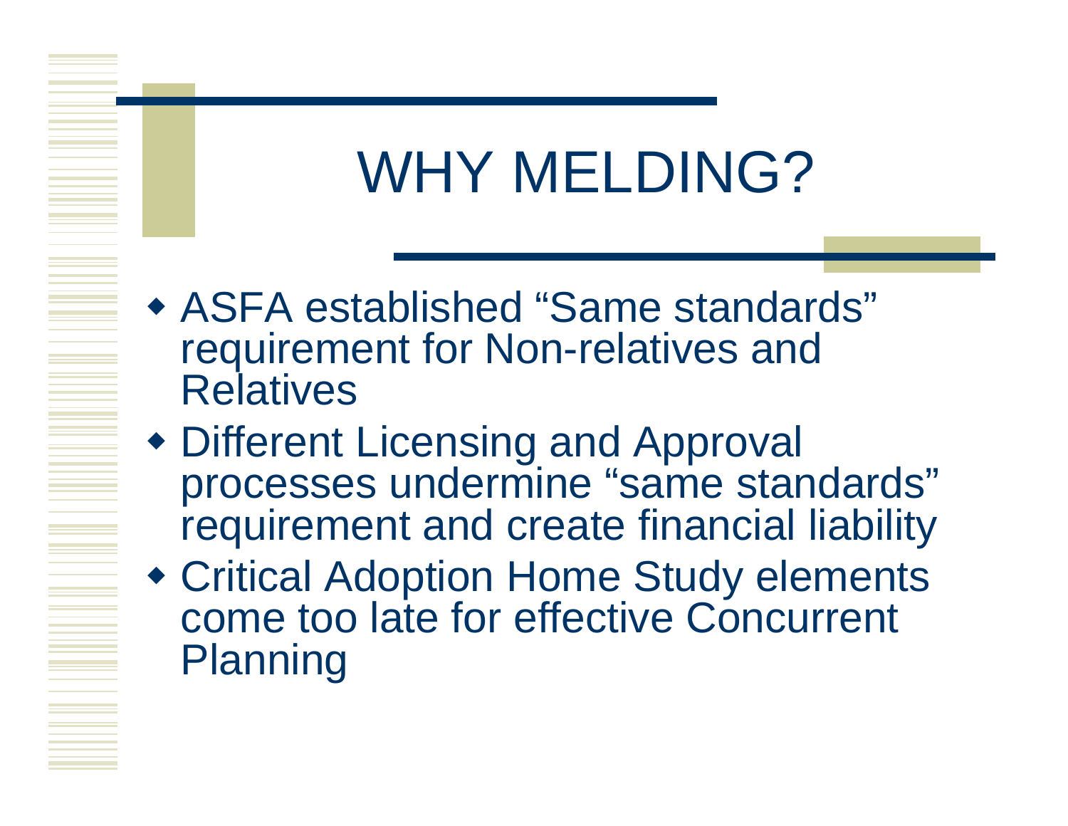# WHY MELDING?

- ASFA established "Same standards" requirement for Non-relatives and Relatives
- Different Licensing and Approval processes undermine "same standards" requirement and create financial liability
- Critical Adoption Home Study elements come too late for effective Concurrent Planning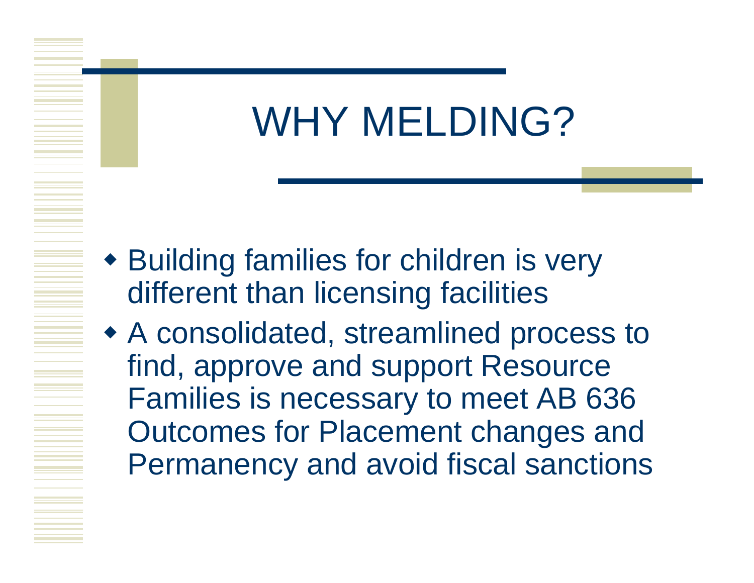# WHY MELDING?

- Building families for children is very different than licensing facilities
- A consolidated, streamlined process to find, approve and support Resource Families is necessary to meet AB 636 Outcomes for Placement changes and Permanency and avoid fiscal sanctions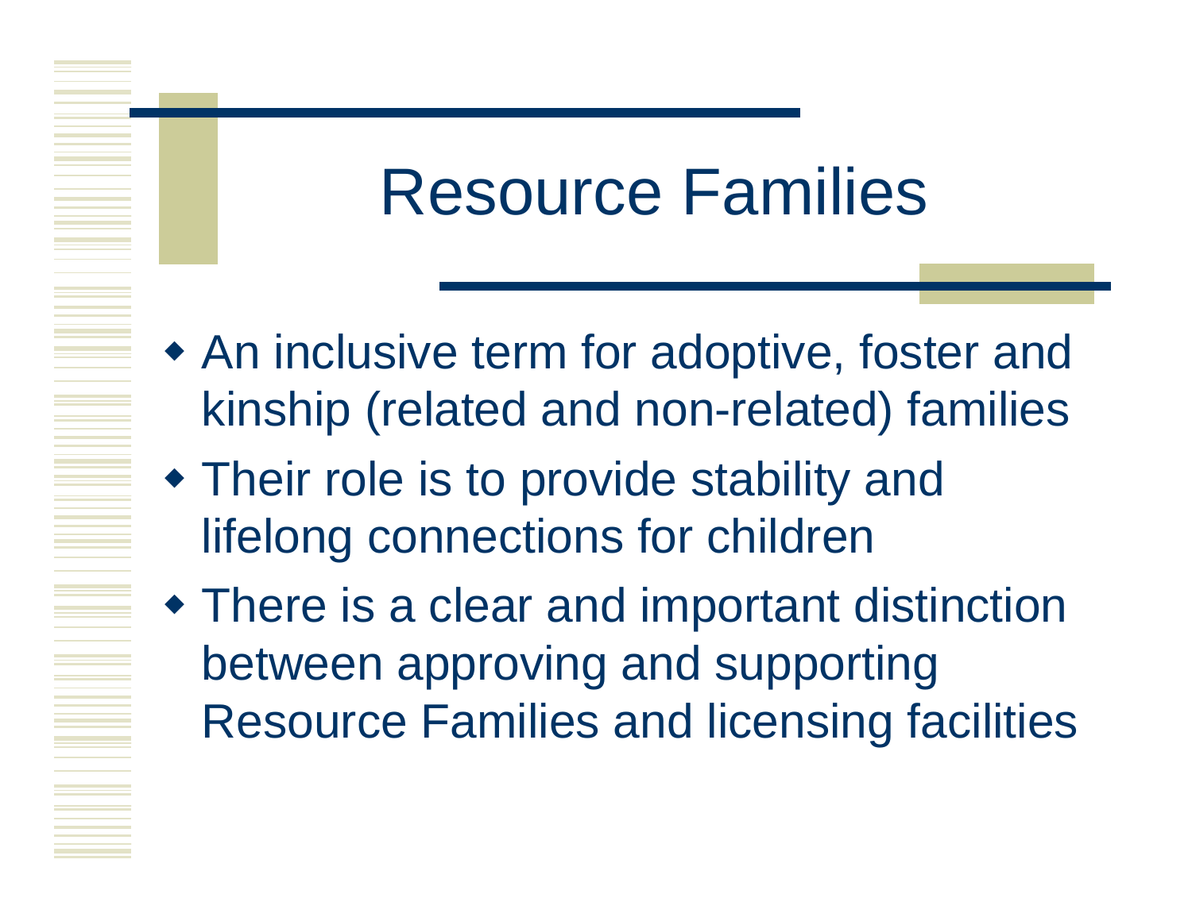# Resource Families

- An inclusive term for adoptive, foster and kinship (related and non-related) families
- Their role is to provide stability and lifelong connections for children
- There is a clear and important distinction between approving and supporting Resource Families and licensing facilities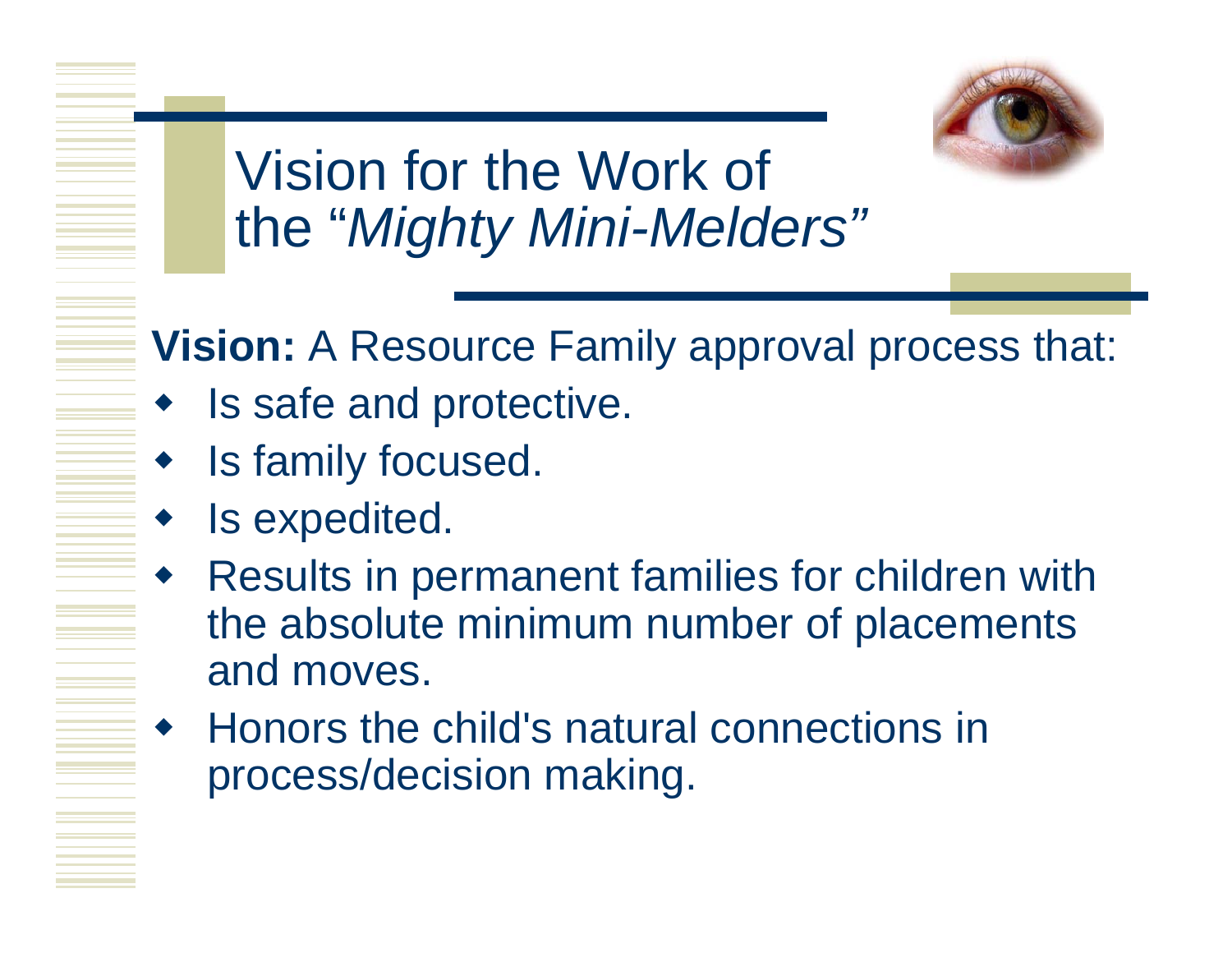# Vision for the Work of the "*Mighty Mini-Melders*"

**Vision:** A Resource Family approval process that:

- Is safe and protective.
- Is family focused.
- Is expedited.
- Results in permanent families for children with the absolute minimum number of placements and moves.
- Honors the child's natural connections in process/decision making.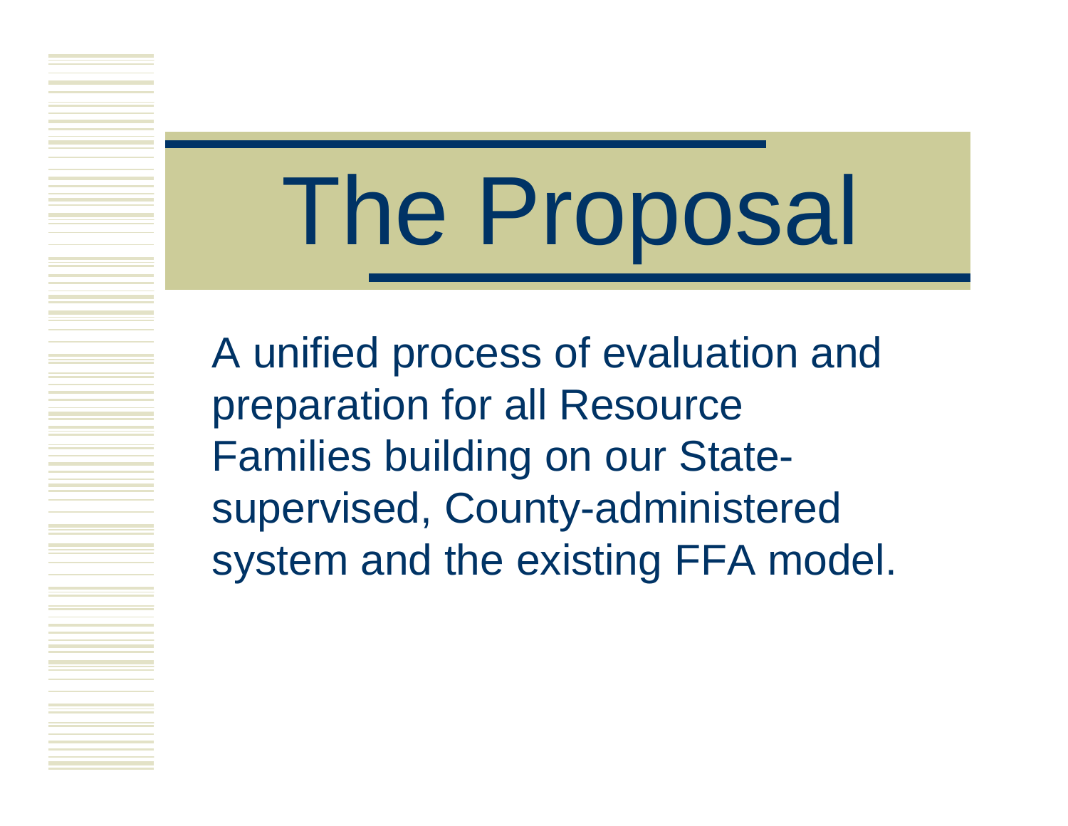# The Proposal

A unified process of evaluation and preparation for all Resource Families building on our State-supervised, County-administered system and the existing FFA model.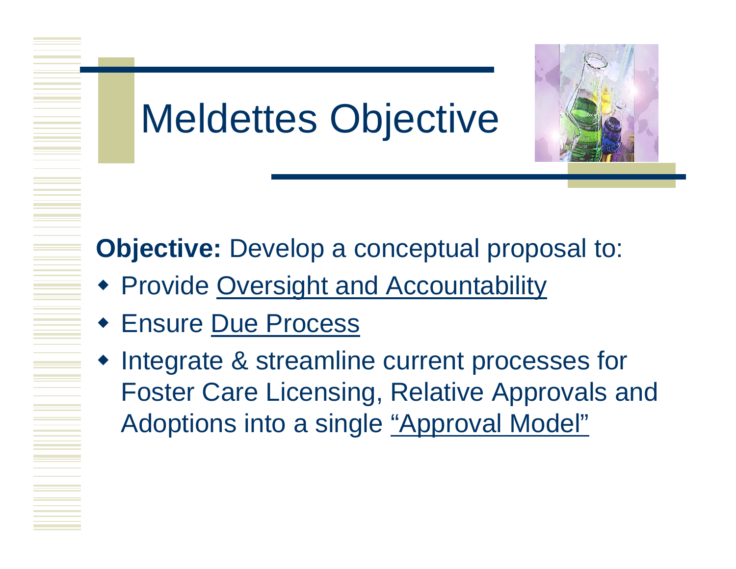# Meldettes Objective

**Objective:** Develop a conceptual proposal to:

- Provide Oversight and Accountability
- Ensure Due Process
- Integrate & streamline current processes for Foster Care Licensing, Relative Approvals and Adoptions into a single "Approval Model"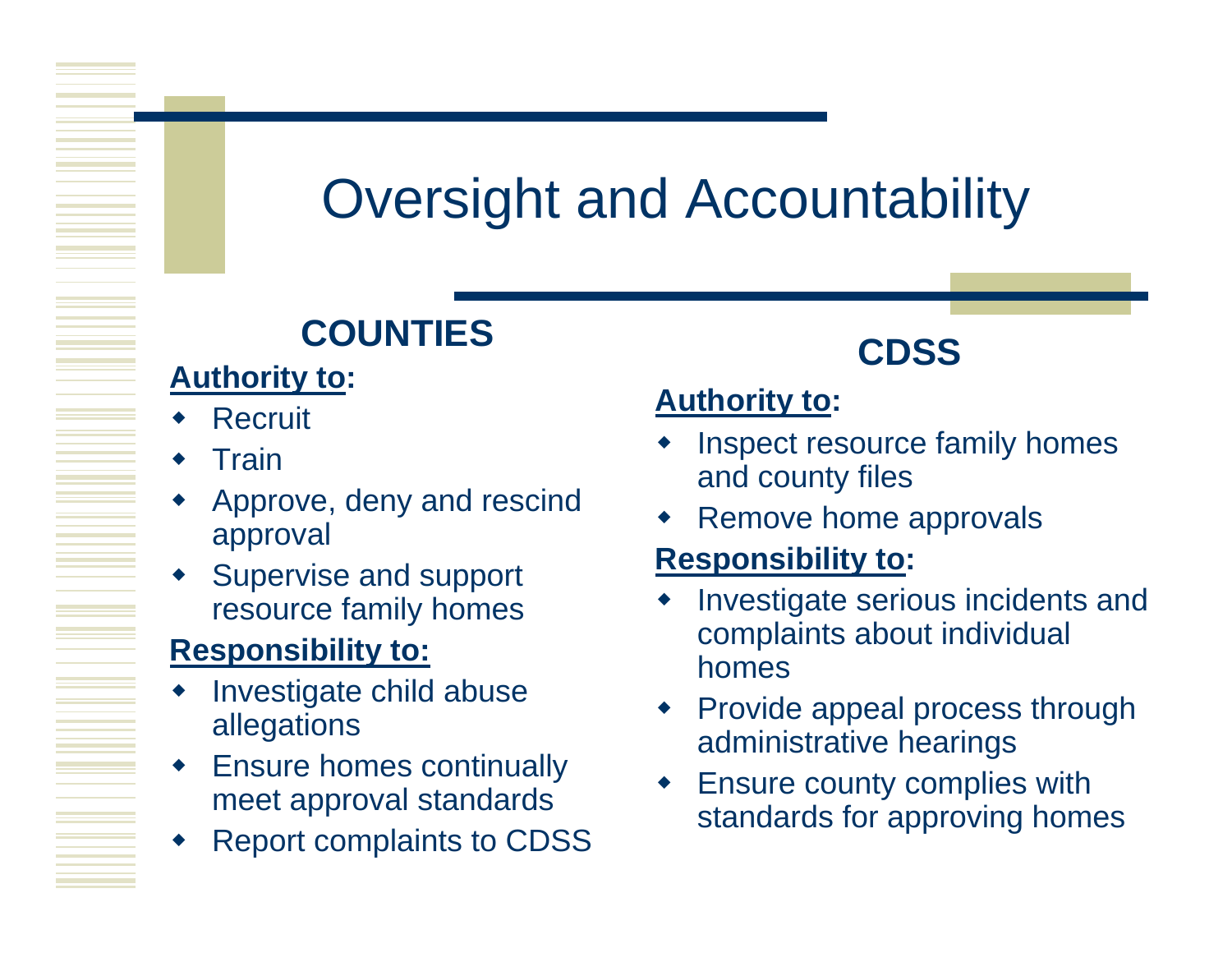# Oversight and Accountability

## COUNTIES

**Authority to:**

- Recruit
- Train
- Approve, deny and rescind approval
- Supervise and support resource family homes

**Responsibility to:**

- Investigate child abuse allegations
- Ensure homes continually meet approval standards
- Report complaints to CDSS

## CDSS

**Authority to:**

- Inspect resource family homes and county files
- Remove home approvals

**Responsibility to:**

- Investigate serious incidents and complaints about individual homes
- Provide appeal process through administrative hearings
- Ensure county complies with standards for approving homes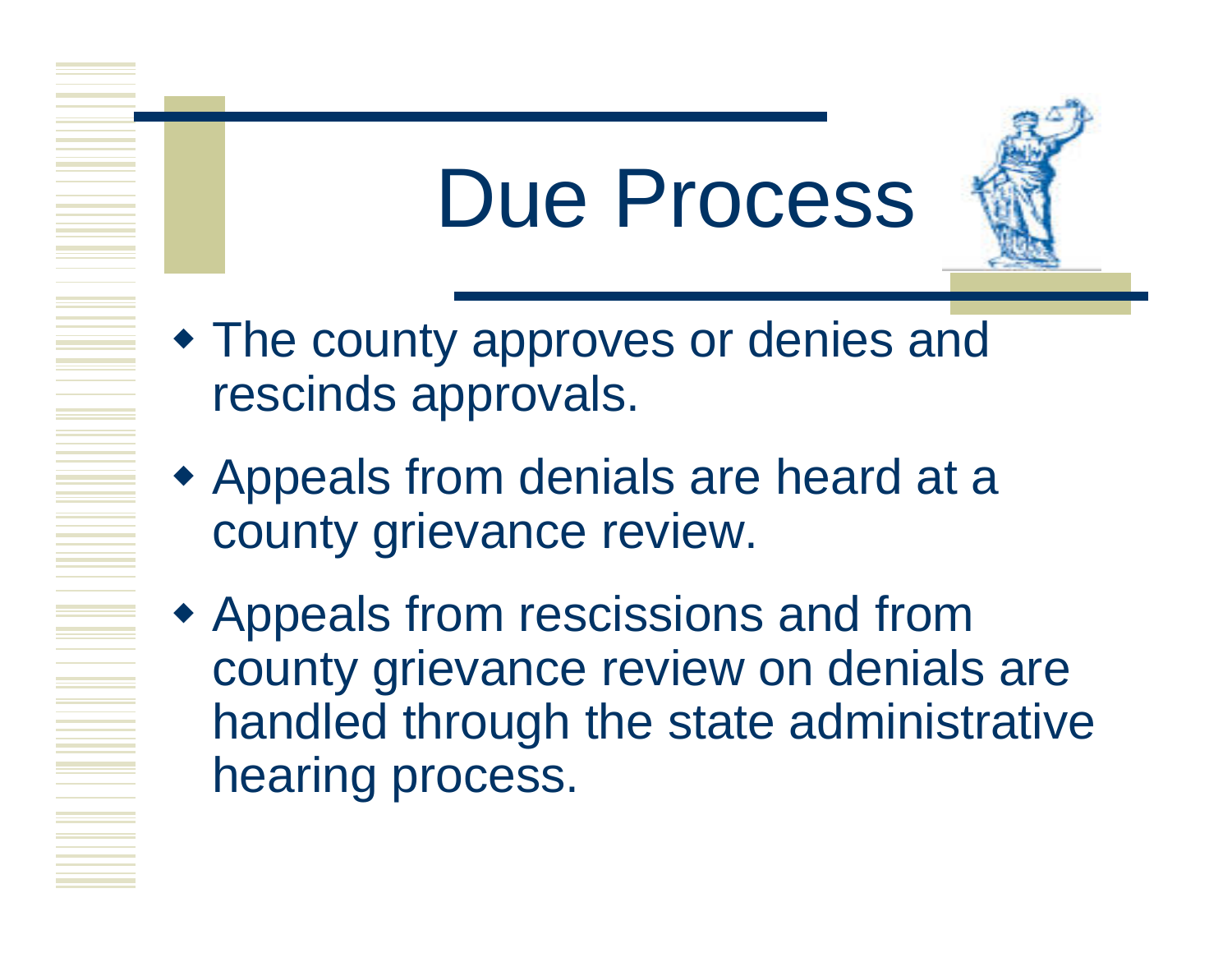# Due Process

- The county approves or denies and rescinds approvals.
- Appeals from denials are heard at a county grievance review.
- Appeals from rescissions and from county grievance review on denials are handled through the state administrative hearing process.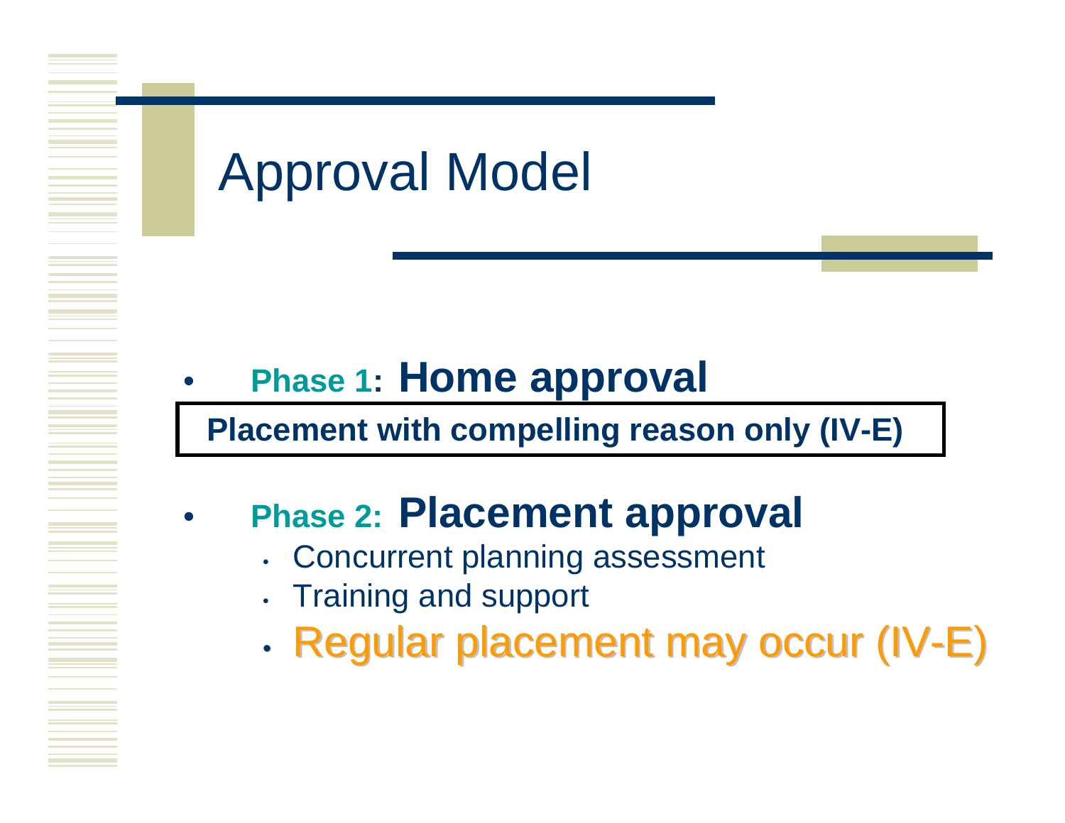# Approval Model

- **Phase 1: Home approval**

**Placement with compelling reason only (IV-E)**

- **Phase 2: Placement approval**
  - Concurrent planning assessment
  - Training and support
  - Regular placement may occur (IV-E)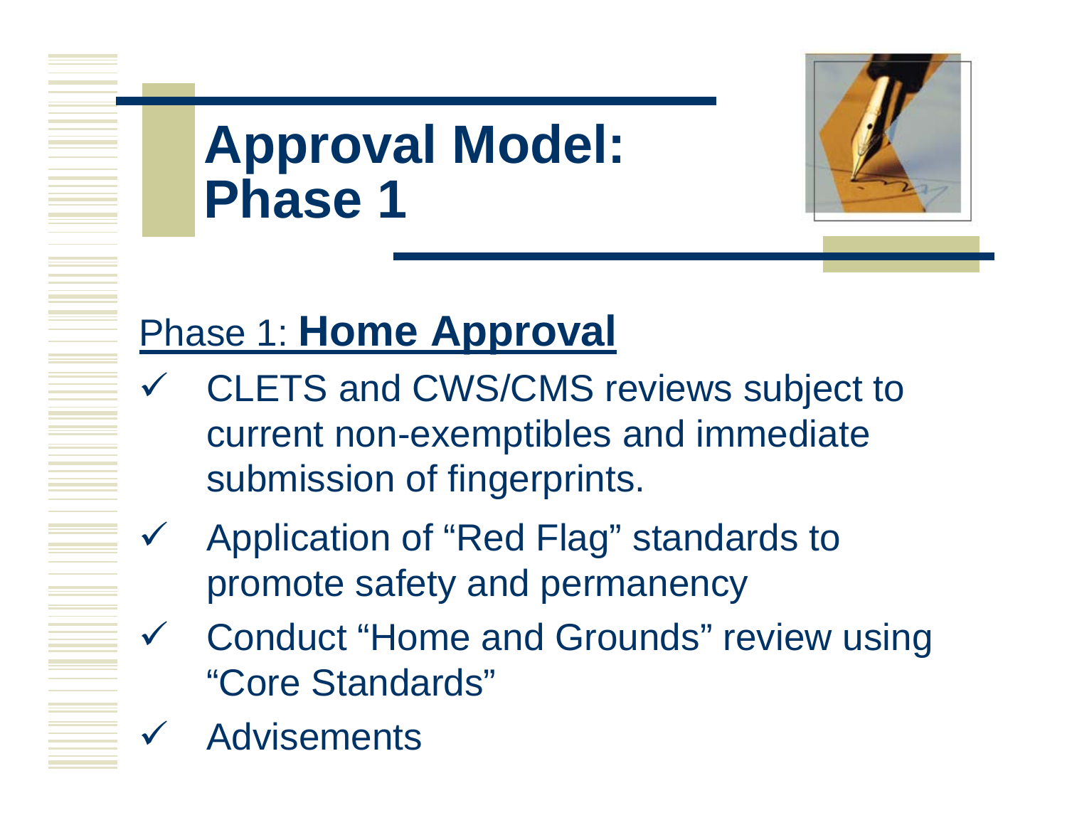# Approval Model: Phase 1

Phase 1: **Home Approval**

- ✓ CLETS and CWS/CMS reviews subject to current non-exemptibles and immediate submission of fingerprints.
- ✓ Application of “Red Flag” standards to promote safety and permanency
- ✓ Conduct “Home and Grounds” review using “Core Standards”
- ✓ Advisements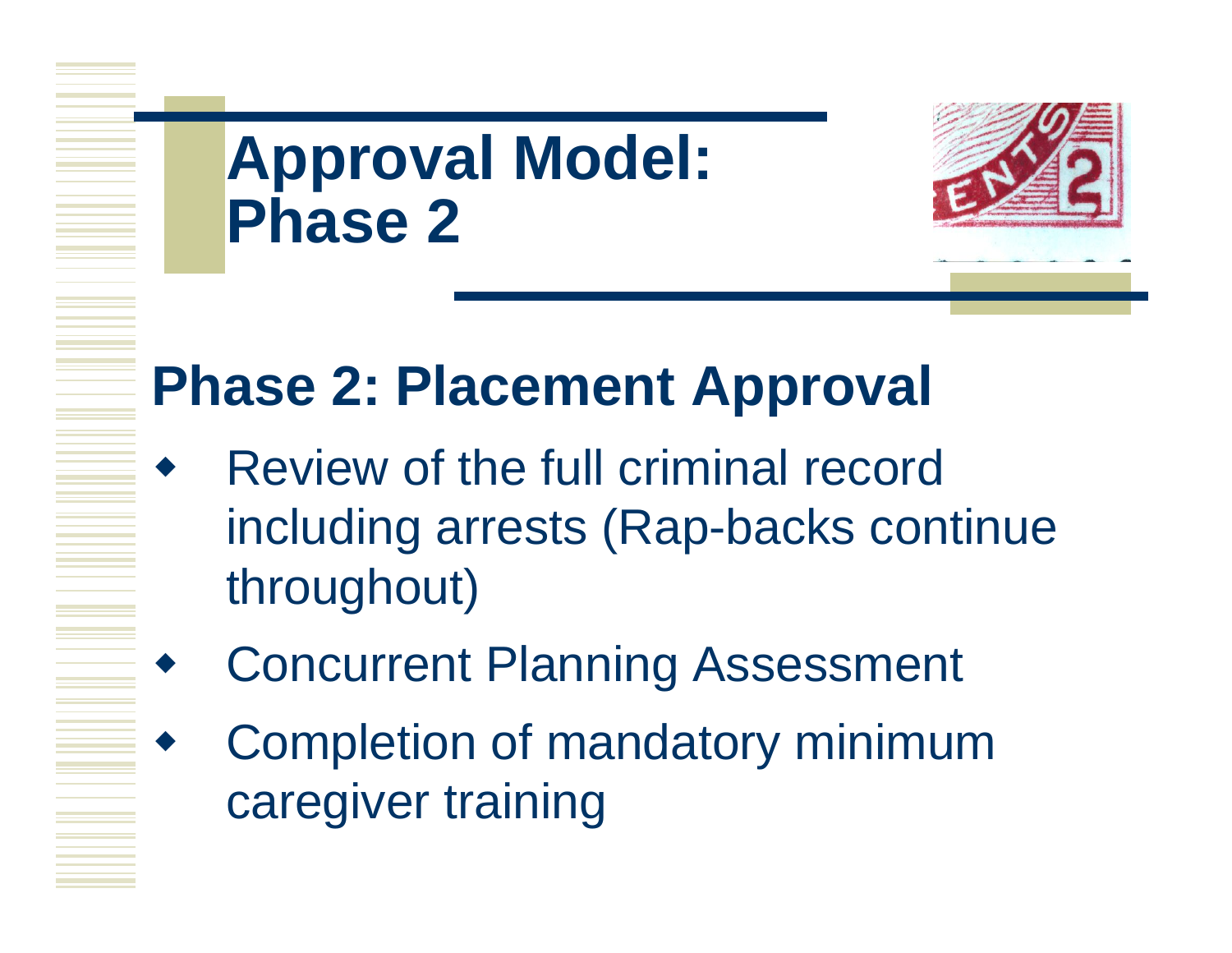# Approval Model: Phase 2

## Phase 2: Placement Approval

- Review of the full criminal record including arrests (Rap-backs continue throughout)
- Concurrent Planning Assessment
- Completion of mandatory minimum caregiver training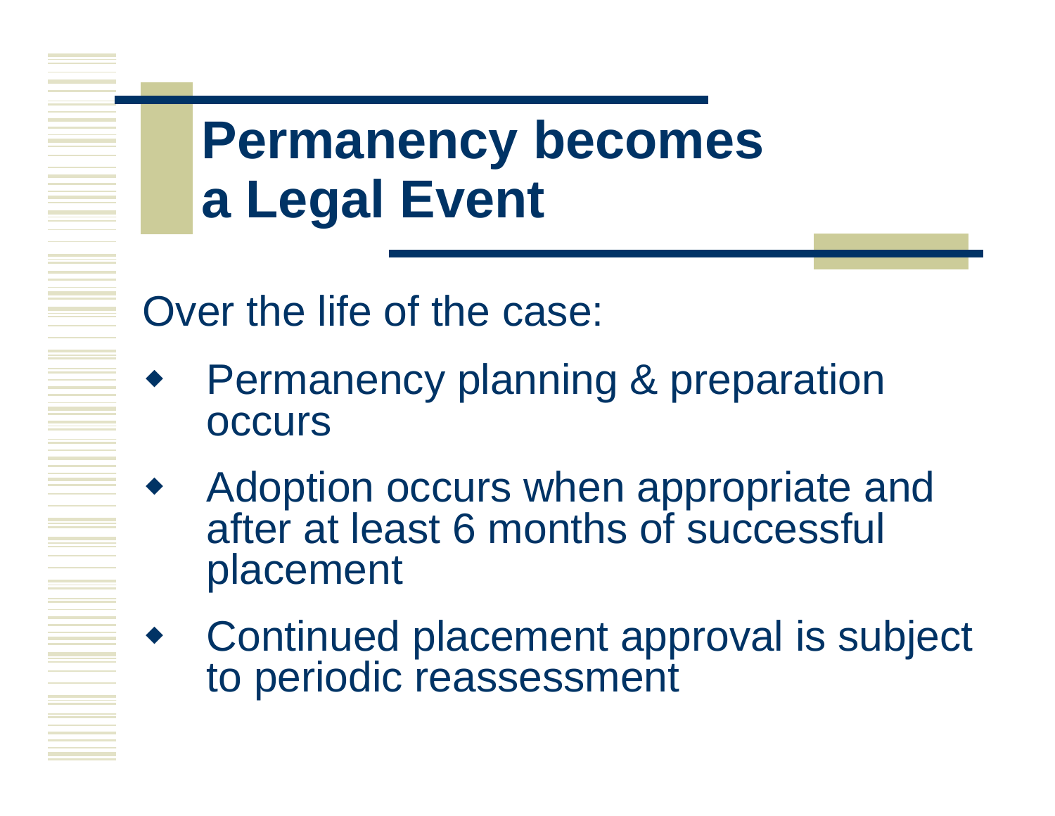# Permanency becomes a Legal Event

Over the life of the case:

- Permanency planning & preparation occurs
- Adoption occurs when appropriate and after at least 6 months of successful placement
- Continued placement approval is subject to periodic reassessment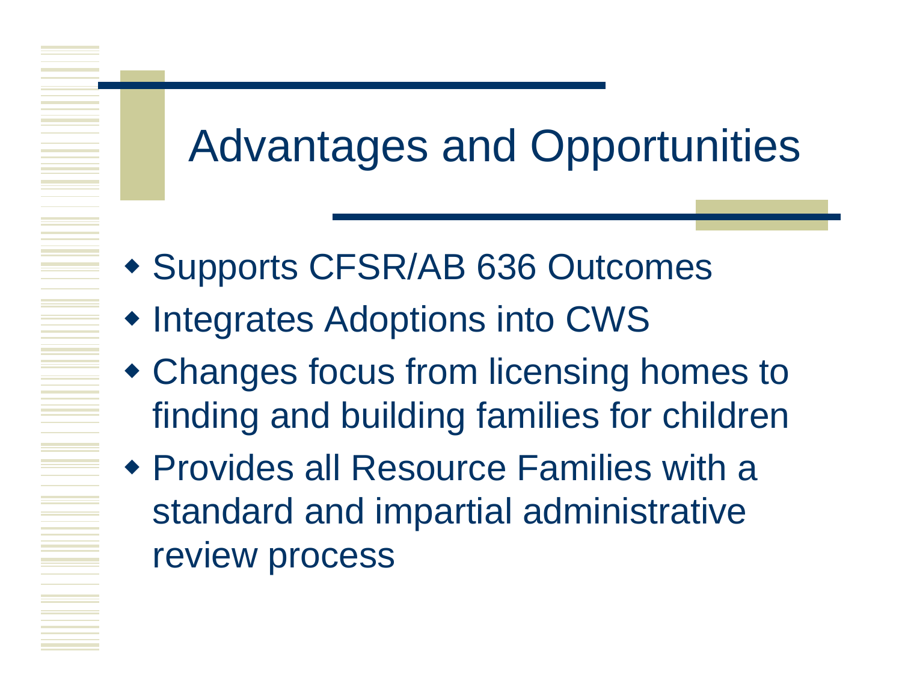# Advantages and Opportunities

- Supports CFSR/AB 636 Outcomes
- Integrates Adoptions into CWS
- Changes focus from licensing homes to finding and building families for children
- Provides all Resource Families with a standard and impartial administrative review process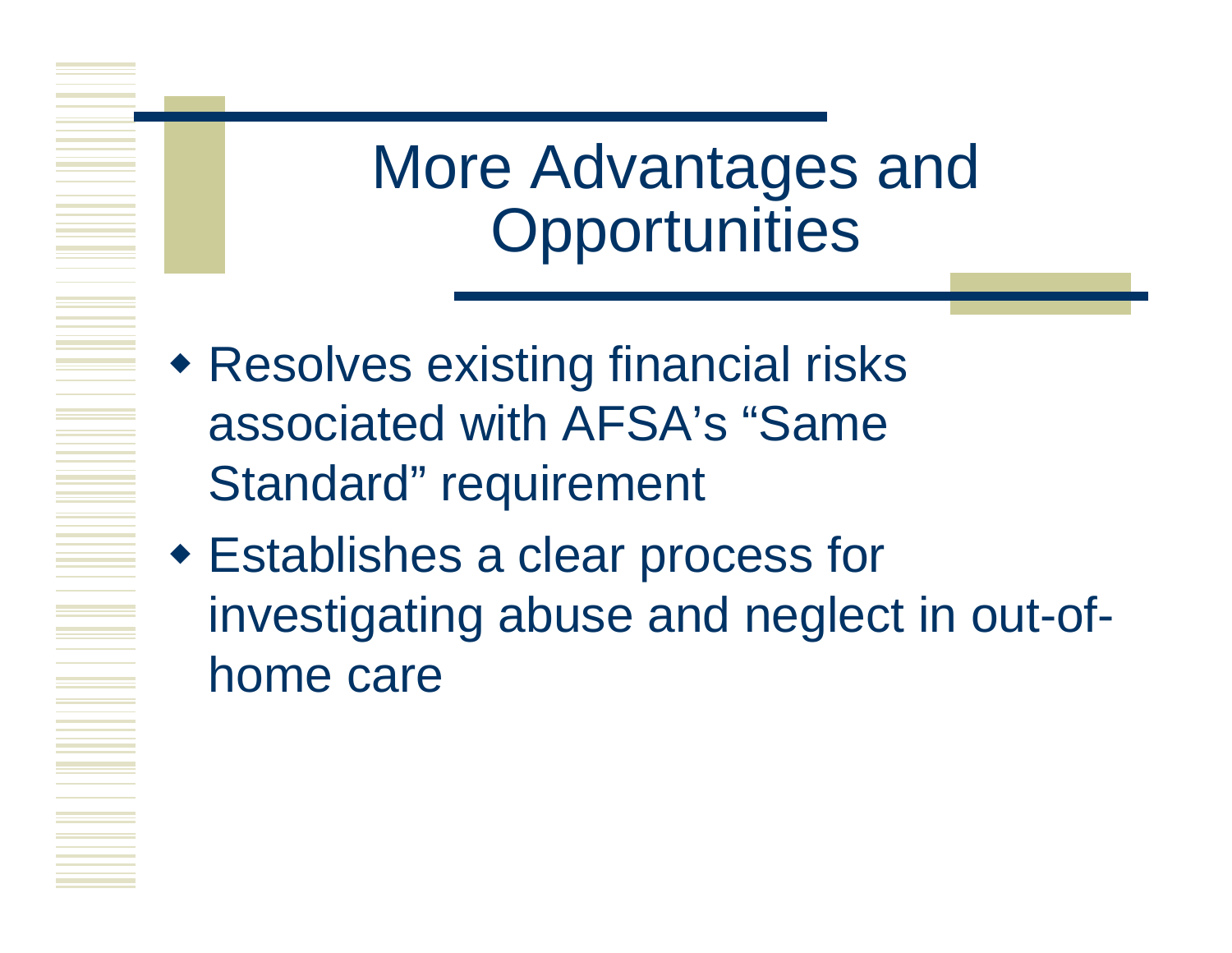# More Advantages and Opportunities

- Resolves existing financial risks associated with AFSA's "Same Standard" requirement
- Establishes a clear process for investigating abuse and neglect in out-of-home care